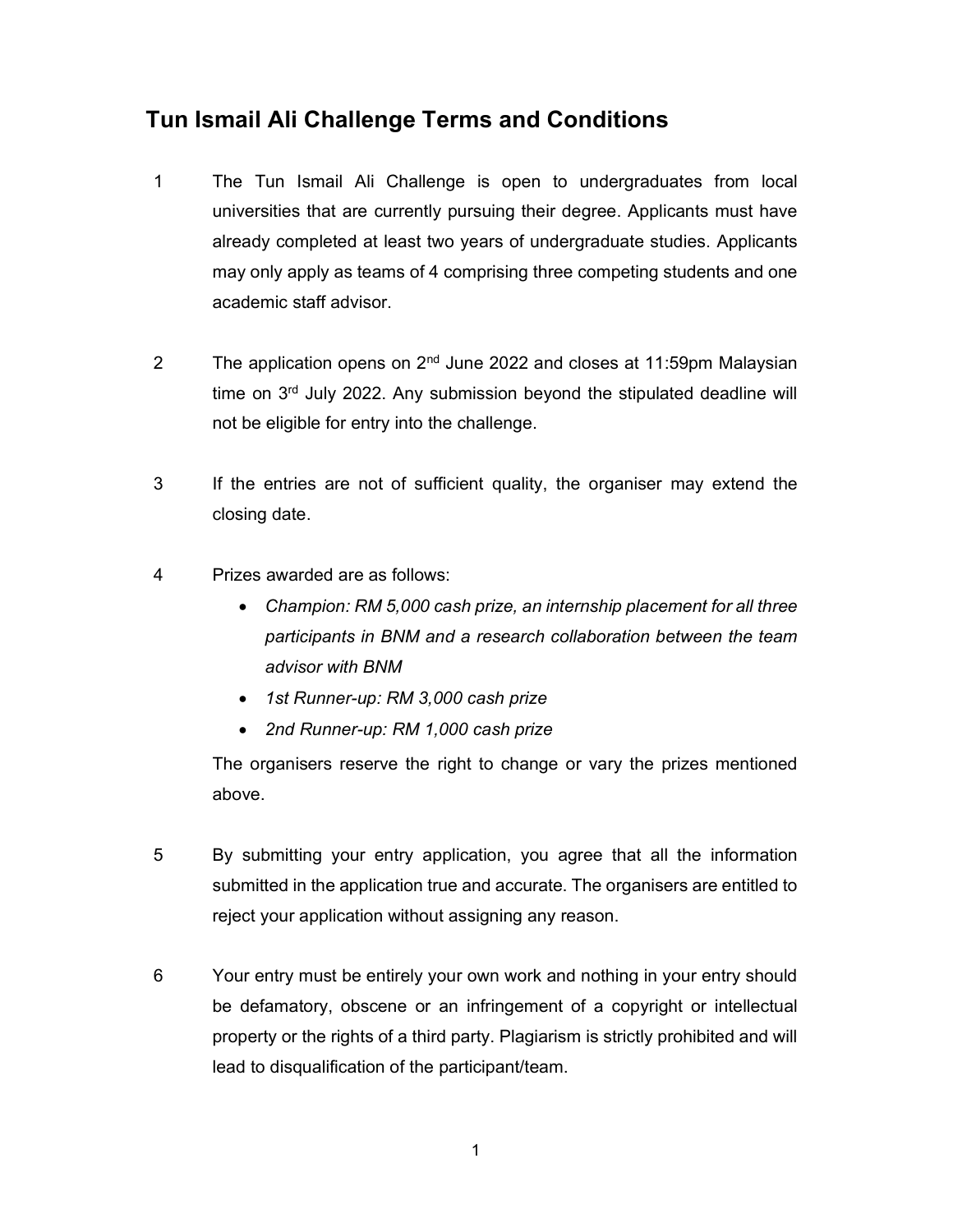## Tun Ismail Ali Challenge Terms and Conditions

1. The Tun Ismail Ali Challenge is open to undergraduates from local universities that are currently pursuing their degree. Applicants must have already completed at least two years of undergraduate studies. Applicants may only apply as teams of 4 comprising three competing students and one academic staff advisor.

2. The application opens on 2nd June 2022 and closes at 11:59pm Malaysian time on 3rd July 2022. Any submission beyond the stipulated deadline will not be eligible for entry into the challenge.

3. If the entries are not of sufficient quality, the organiser may extend the closing date.

4. Prizes awarded are as follows:
   - *Champion: RM 5,000 cash prize, an internship placement for all three participants in BNM and a research collaboration between the team advisor with BNM*
   - *1st Runner-up: RM 3,000 cash prize*
   - *2nd Runner-up: RM 1,000 cash prize*

   The organisers reserve the right to change or vary the prizes mentioned above.

5. By submitting your entry application, you agree that all the information submitted in the application true and accurate. The organisers are entitled to reject your application without assigning any reason.

6. Your entry must be entirely your own work and nothing in your entry should be defamatory, obscene or an infringement of a copyright or intellectual property or the rights of a third party. Plagiarism is strictly prohibited and will lead to disqualification of the participant/team.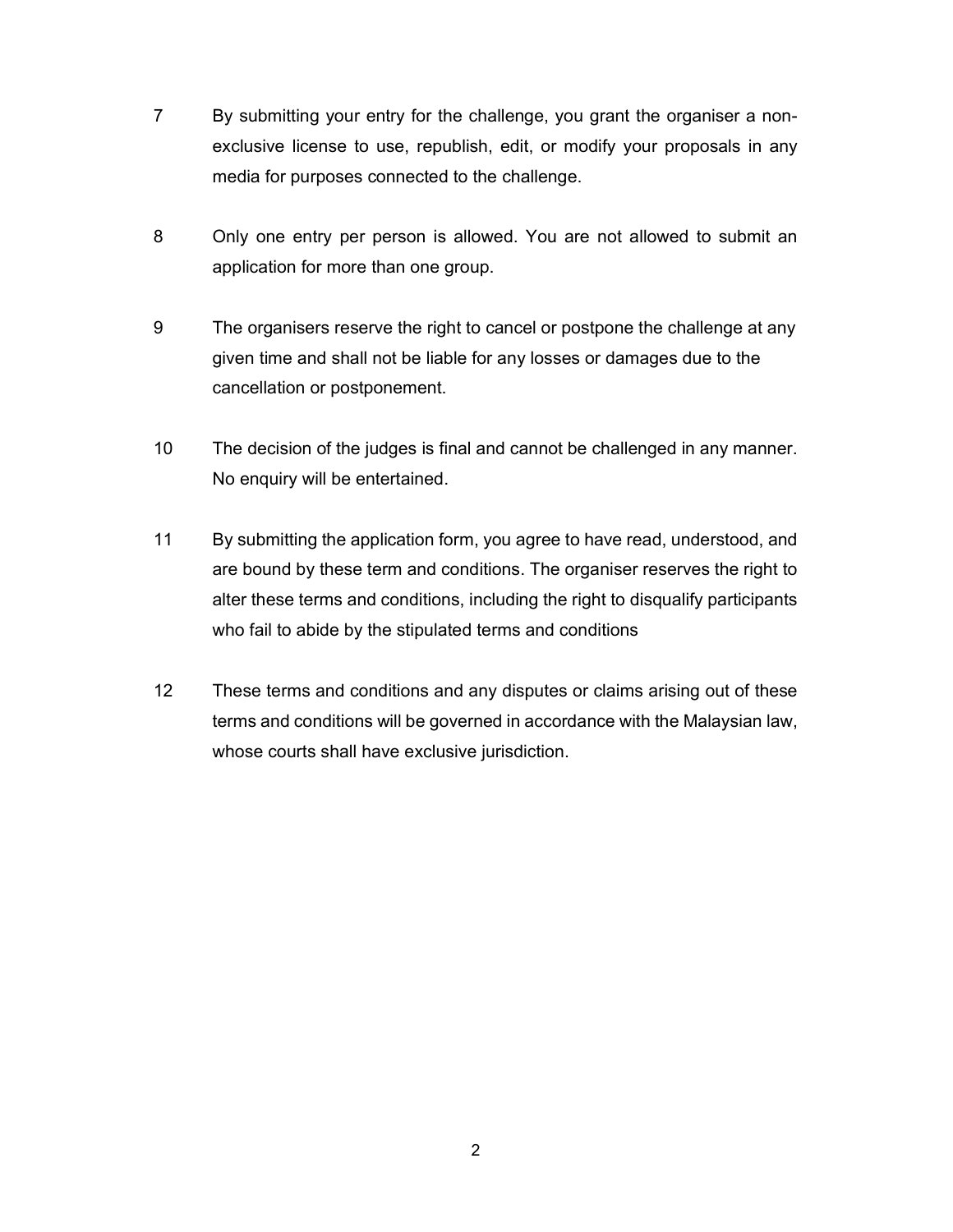7 By submitting your entry for the challenge, you grant the organiser a non-exclusive license to use, republish, edit, or modify your proposals in any media for purposes connected to the challenge.

8 Only one entry per person is allowed. You are not allowed to submit an application for more than one group.

9 The organisers reserve the right to cancel or postpone the challenge at any given time and shall not be liable for any losses or damages due to the cancellation or postponement.

10 The decision of the judges is final and cannot be challenged in any manner. No enquiry will be entertained.

11 By submitting the application form, you agree to have read, understood, and are bound by these term and conditions. The organiser reserves the right to alter these terms and conditions, including the right to disqualify participants who fail to abide by the stipulated terms and conditions

12 These terms and conditions and any disputes or claims arising out of these terms and conditions will be governed in accordance with the Malaysian law, whose courts shall have exclusive jurisdiction.